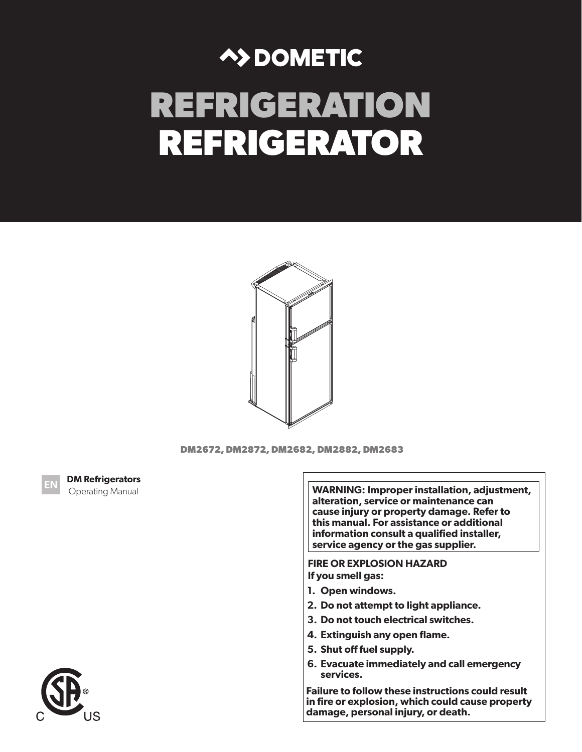DOMETIC

# REFRIGERATION
# REFRIGERATOR

DM2672, DM2872, DM2682, DM2882, DM2683

EN **DM Refrigerators**
Operating Manual

**WARNING: Improper installation, adjustment, alteration, service or maintenance can cause injury or property damage. Refer to this manual. For assistance or additional information consult a qualified installer, service agency or the gas supplier.**

**FIRE OR EXPLOSION HAZARD**
**If you smell gas:**

1. **Open windows.**
2. **Do not attempt to light appliance.**
3. **Do not touch electrical switches.**
4. **Extinguish any open flame.**
5. **Shut off fuel supply.**
6. **Evacuate immediately and call emergency services.**

**Failure to follow these instructions could result in fire or explosion, which could cause property damage, personal injury, or death.**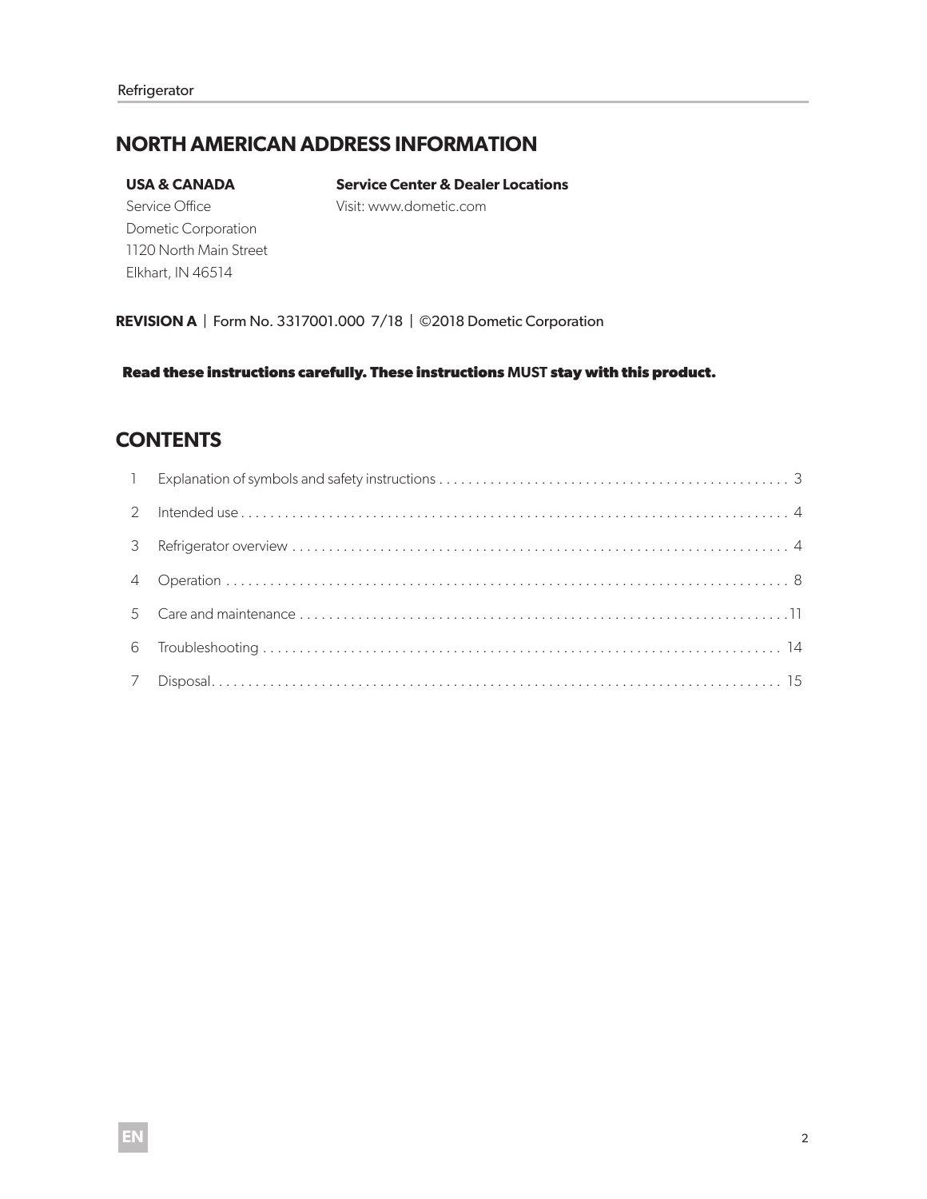# NORTH AMERICAN ADDRESS INFORMATION

**USA & CANADA**

Service Office
Dometic Corporation
1120 North Main Street
Elkhart, IN 46514

**Service Center & Dealer Locations**

Visit: www.dometic.com

**REVISION A** | Form No. 3317001.000 7/18 | ©2018 Dometic Corporation

**Read these instructions carefully. These instructions MUST stay with this product.**

# CONTENTS

| | | |
|---|---|---|
| 1 | Explanation of symbols and safety instructions | 3 |
| 2 | Intended use | 4 |
| 3 | Refrigerator overview | 4 |
| 4 | Operation | 8 |
| 5 | Care and maintenance | 11 |
| 6 | Troubleshooting | 14 |
| 7 | Disposal | 15 |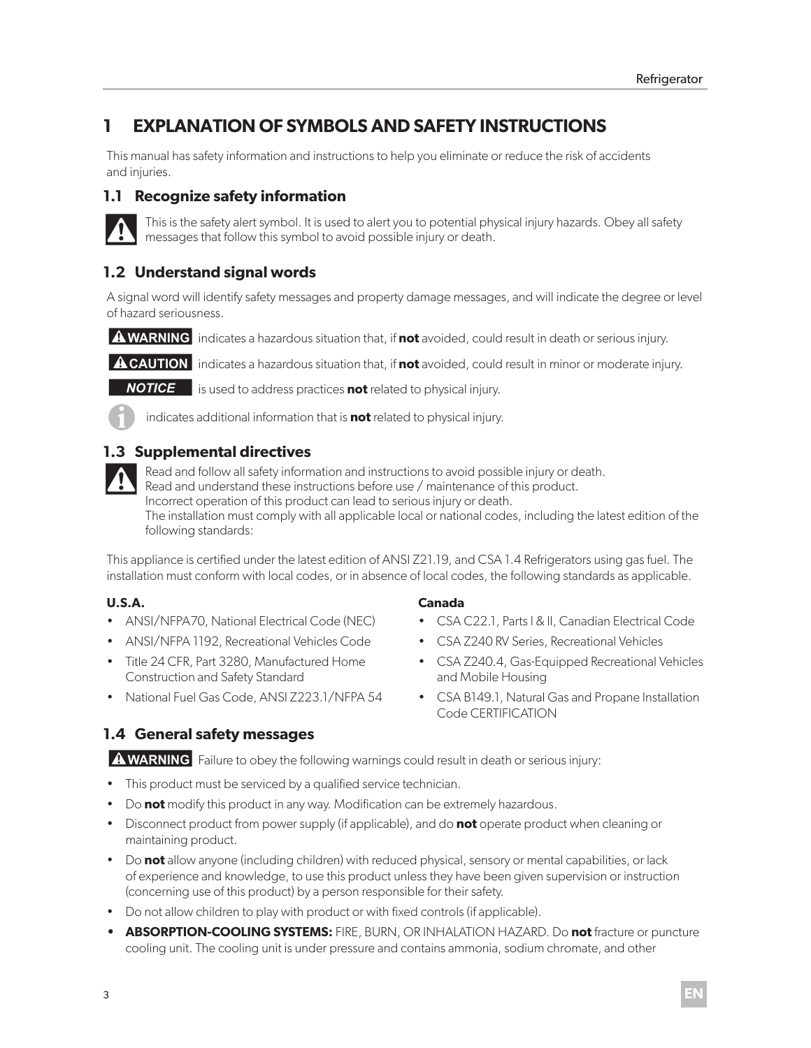# 1 EXPLANATION OF SYMBOLS AND SAFETY INSTRUCTIONS

This manual has safety information and instructions to help you eliminate or reduce the risk of accidents and injuries.

## 1.1 Recognize safety information

This is the safety alert symbol. It is used to alert you to potential physical injury hazards. Obey all safety messages that follow this symbol to avoid possible injury or death.

## 1.2 Understand signal words

A signal word will identify safety messages and property damage messages, and will indicate the degree or level of hazard seriousness.

**WARNING** indicates a hazardous situation that, if **not** avoided, could result in death or serious injury.

**CAUTION** indicates a hazardous situation that, if **not** avoided, could result in minor or moderate injury.

***NOTICE*** is used to address practices **not** related to physical injury.

indicates additional information that is **not** related to physical injury.

## 1.3 Supplemental directives

Read and follow all safety information and instructions to avoid possible injury or death.
Read and understand these instructions before use / maintenance of this product.
Incorrect operation of this product can lead to serious injury or death.
The installation must comply with all applicable local or national codes, including the latest edition of the following standards:

This appliance is certified under the latest edition of ANSI Z21.19, and CSA 1.4 Refrigerators using gas fuel. The installation must conform with local codes, or in absence of local codes, the following standards as applicable.

**U.S.A.**

- ANSI/NFPA70, National Electrical Code (NEC)
- ANSI/NFPA 1192, Recreational Vehicles Code
- Title 24 CFR, Part 3280, Manufactured Home Construction and Safety Standard
- National Fuel Gas Code, ANSI Z223.1/NFPA 54

**Canada**

- CSA C22.1, Parts I & II, Canadian Electrical Code
- CSA Z240 RV Series, Recreational Vehicles
- CSA Z240.4, Gas-Equipped Recreational Vehicles and Mobile Housing
- CSA B149.1, Natural Gas and Propane Installation Code CERTIFICATION

## 1.4 General safety messages

**WARNING** Failure to obey the following warnings could result in death or serious injury:

- This product must be serviced by a qualified service technician.
- Do **not** modify this product in any way. Modification can be extremely hazardous.
- Disconnect product from power supply (if applicable), and do **not** operate product when cleaning or maintaining product.
- Do **not** allow anyone (including children) with reduced physical, sensory or mental capabilities, or lack of experience and knowledge, to use this product unless they have been given supervision or instruction (concerning use of this product) by a person responsible for their safety.
- Do not allow children to play with product or with fixed controls (if applicable).
- **ABSORPTION-COOLING SYSTEMS:** FIRE, BURN, OR INHALATION HAZARD. Do **not** fracture or puncture cooling unit. The cooling unit is under pressure and contains ammonia, sodium chromate, and other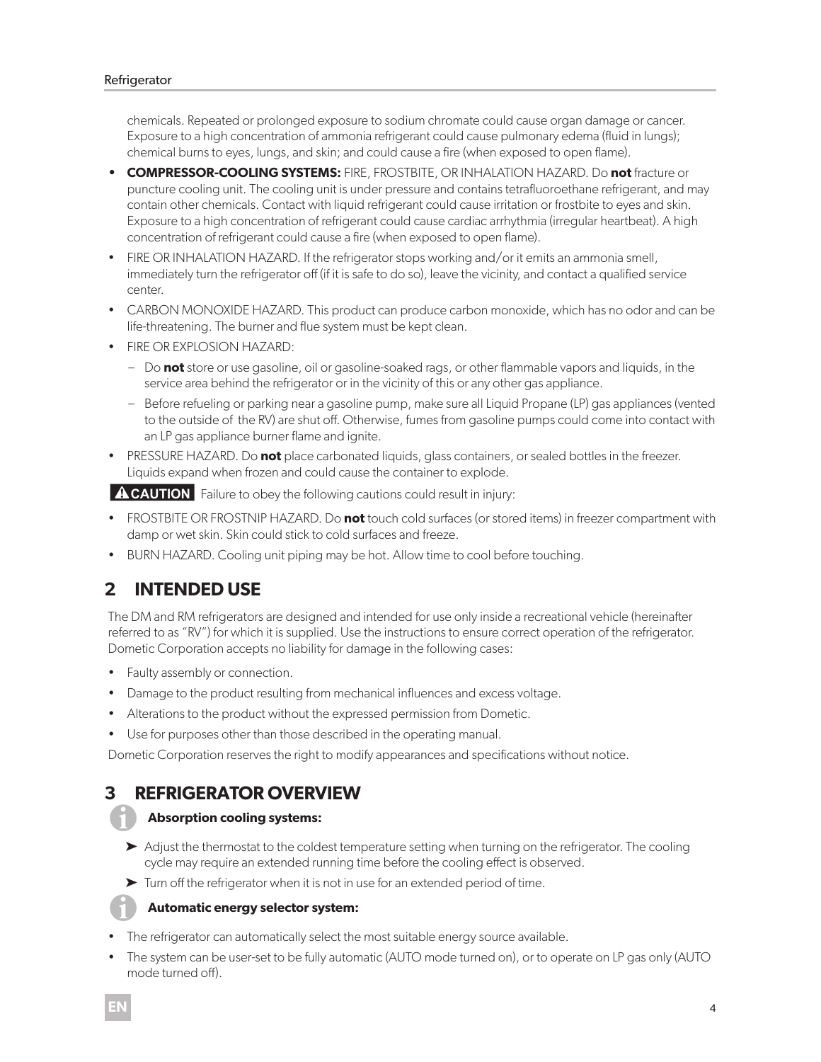chemicals. Repeated or prolonged exposure to sodium chromate could cause organ damage or cancer. Exposure to a high concentration of ammonia refrigerant could cause pulmonary edema (fluid in lungs); chemical burns to eyes, lungs, and skin; and could cause a fire (when exposed to open flame).

- **COMPRESSOR-COOLING SYSTEMS:** FIRE, FROSTBITE, OR INHALATION HAZARD. Do **not** fracture or puncture cooling unit. The cooling unit is under pressure and contains tetrafluoroethane refrigerant, and may contain other chemicals. Contact with liquid refrigerant could cause irritation or frostbite to eyes and skin. Exposure to a high concentration of refrigerant could cause cardiac arrhythmia (irregular heartbeat). A high concentration of refrigerant could cause a fire (when exposed to open flame).
- FIRE OR INHALATION HAZARD. If the refrigerator stops working and/or it emits an ammonia smell, immediately turn the refrigerator off (if it is safe to do so), leave the vicinity, and contact a qualified service center.
- CARBON MONOXIDE HAZARD. This product can produce carbon monoxide, which has no odor and can be life-threatening. The burner and flue system must be kept clean.
- FIRE OR EXPLOSION HAZARD:
  - Do **not** store or use gasoline, oil or gasoline-soaked rags, or other flammable vapors and liquids, in the service area behind the refrigerator or in the vicinity of this or any other gas appliance.
  - Before refueling or parking near a gasoline pump, make sure all Liquid Propane (LP) gas appliances (vented to the outside of the RV) are shut off. Otherwise, fumes from gasoline pumps could come into contact with an LP gas appliance burner flame and ignite.
- PRESSURE HAZARD. Do **not** place carbonated liquids, glass containers, or sealed bottles in the freezer. Liquids expand when frozen and could cause the container to explode.

**⚠CAUTION** Failure to obey the following cautions could result in injury:

- FROSTBITE OR FROSTNIP HAZARD. Do **not** touch cold surfaces (or stored items) in freezer compartment with damp or wet skin. Skin could stick to cold surfaces and freeze.
- BURN HAZARD. Cooling unit piping may be hot. Allow time to cool before touching.

## 2 INTENDED USE

The DM and RM refrigerators are designed and intended for use only inside a recreational vehicle (hereinafter referred to as "RV") for which it is supplied. Use the instructions to ensure correct operation of the refrigerator. Dometic Corporation accepts no liability for damage in the following cases:

- Faulty assembly or connection.
- Damage to the product resulting from mechanical influences and excess voltage.
- Alterations to the product without the expressed permission from Dometic.
- Use for purposes other than those described in the operating manual.

Dometic Corporation reserves the right to modify appearances and specifications without notice.

## 3 REFRIGERATOR OVERVIEW

**Absorption cooling systems:**

➤ Adjust the thermostat to the coldest temperature setting when turning on the refrigerator. The cooling cycle may require an extended running time before the cooling effect is observed.

➤ Turn off the refrigerator when it is not in use for an extended period of time.

**Automatic energy selector system:**

- The refrigerator can automatically select the most suitable energy source available.
- The system can be user-set to be fully automatic (AUTO mode turned on), or to operate on LP gas only (AUTO mode turned off).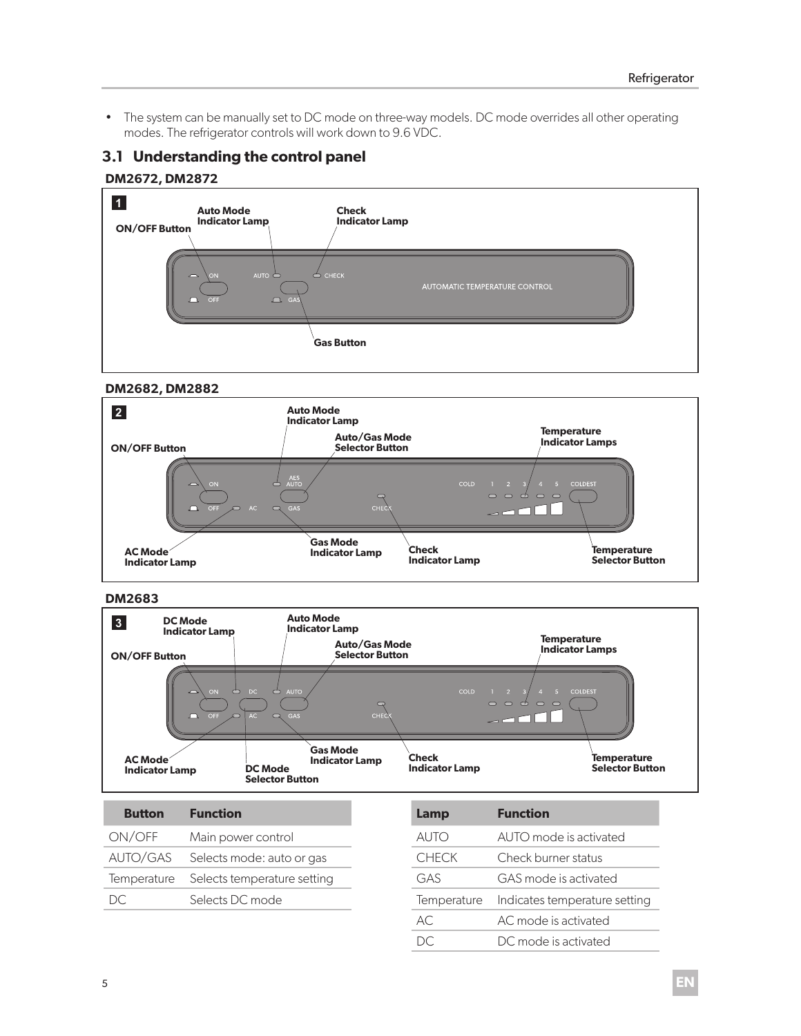- The system can be manually set to DC mode on three-way models. DC mode overrides all other operating modes. The refrigerator controls will work down to 9.6 VDC.

## 3.1 Understanding the control panel

**DM2672, DM2872**

**1**

ON/OFF Button, Auto Mode Indicator Lamp, Check Indicator Lamp, Gas Button

**DM2682, DM2882**

**2**

ON/OFF Button, Auto Mode Indicator Lamp, Auto/Gas Mode Selector Button, Temperature Indicator Lamps, AC Mode Indicator Lamp, Gas Mode Indicator Lamp, Check Indicator Lamp, Temperature Selector Button

**DM2683**

**3**

DC Mode Indicator Lamp, ON/OFF Button, Auto Mode Indicator Lamp, Auto/Gas Mode Selector Button, Temperature Indicator Lamps, AC Mode Indicator Lamp, DC Mode Selector Button, Gas Mode Indicator Lamp, Check Indicator Lamp, Temperature Selector Button

| Button | Function |
|---|---|
| ON/OFF | Main power control |
| AUTO/GAS | Selects mode: auto or gas |
| Temperature | Selects temperature setting |
| DC | Selects DC mode |

| Lamp | Function |
|---|---|
| AUTO | AUTO mode is activated |
| CHECK | Check burner status |
| GAS | GAS mode is activated |
| Temperature | Indicates temperature setting |
| AC | AC mode is activated |
| DC | DC mode is activated |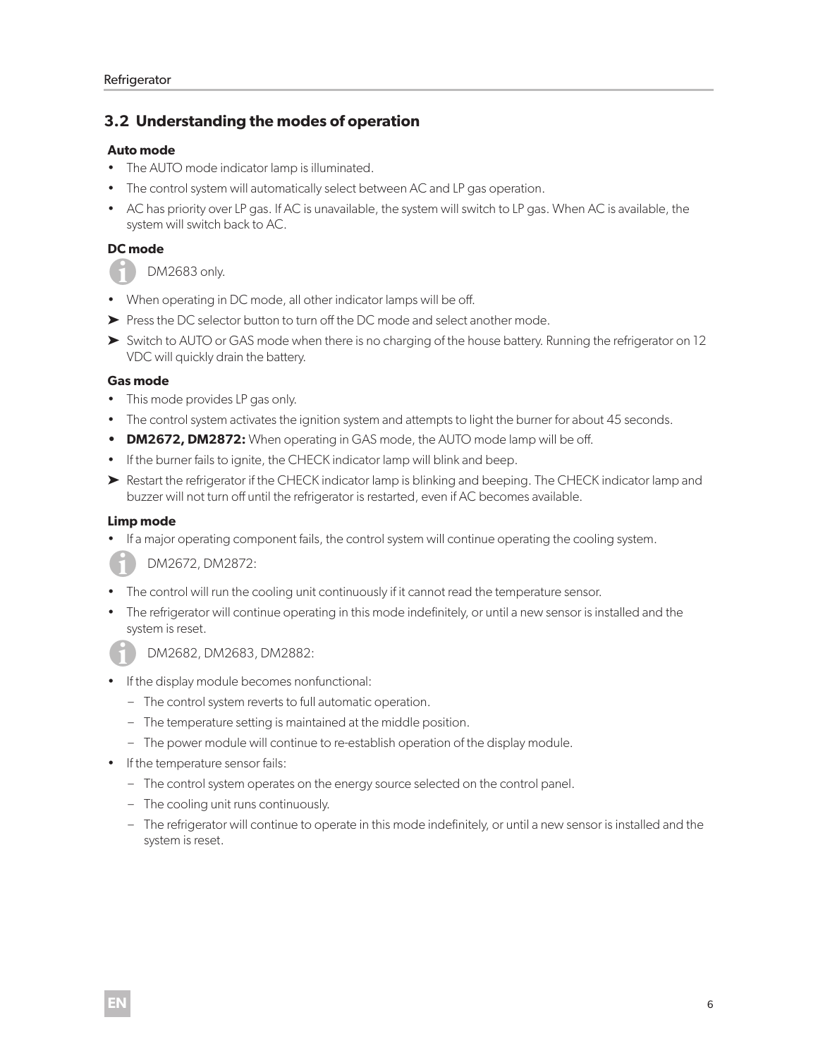## 3.2 Understanding the modes of operation

**Auto mode**

- The AUTO mode indicator lamp is illuminated.
- The control system will automatically select between AC and LP gas operation.
- AC has priority over LP gas. If AC is unavailable, the system will switch to LP gas. When AC is available, the system will switch back to AC.

**DC mode**

DM2683 only.

- When operating in DC mode, all other indicator lamps will be off.

➤ Press the DC selector button to turn off the DC mode and select another mode.

➤ Switch to AUTO or GAS mode when there is no charging of the house battery. Running the refrigerator on 12 VDC will quickly drain the battery.

**Gas mode**

- This mode provides LP gas only.
- The control system activates the ignition system and attempts to light the burner for about 45 seconds.
- **DM2672, DM2872:** When operating in GAS mode, the AUTO mode lamp will be off.
- If the burner fails to ignite, the CHECK indicator lamp will blink and beep.

➤ Restart the refrigerator if the CHECK indicator lamp is blinking and beeping. The CHECK indicator lamp and buzzer will not turn off until the refrigerator is restarted, even if AC becomes available.

**Limp mode**

- If a major operating component fails, the control system will continue operating the cooling system.

DM2672, DM2872:

- The control will run the cooling unit continuously if it cannot read the temperature sensor.
- The refrigerator will continue operating in this mode indefinitely, or until a new sensor is installed and the system is reset.

DM2682, DM2683, DM2882:

- If the display module becomes nonfunctional:
  - The control system reverts to full automatic operation.
  - The temperature setting is maintained at the middle position.
  - The power module will continue to re-establish operation of the display module.
- If the temperature sensor fails:
  - The control system operates on the energy source selected on the control panel.
  - The cooling unit runs continuously.
  - The refrigerator will continue to operate in this mode indefinitely, or until a new sensor is installed and the system is reset.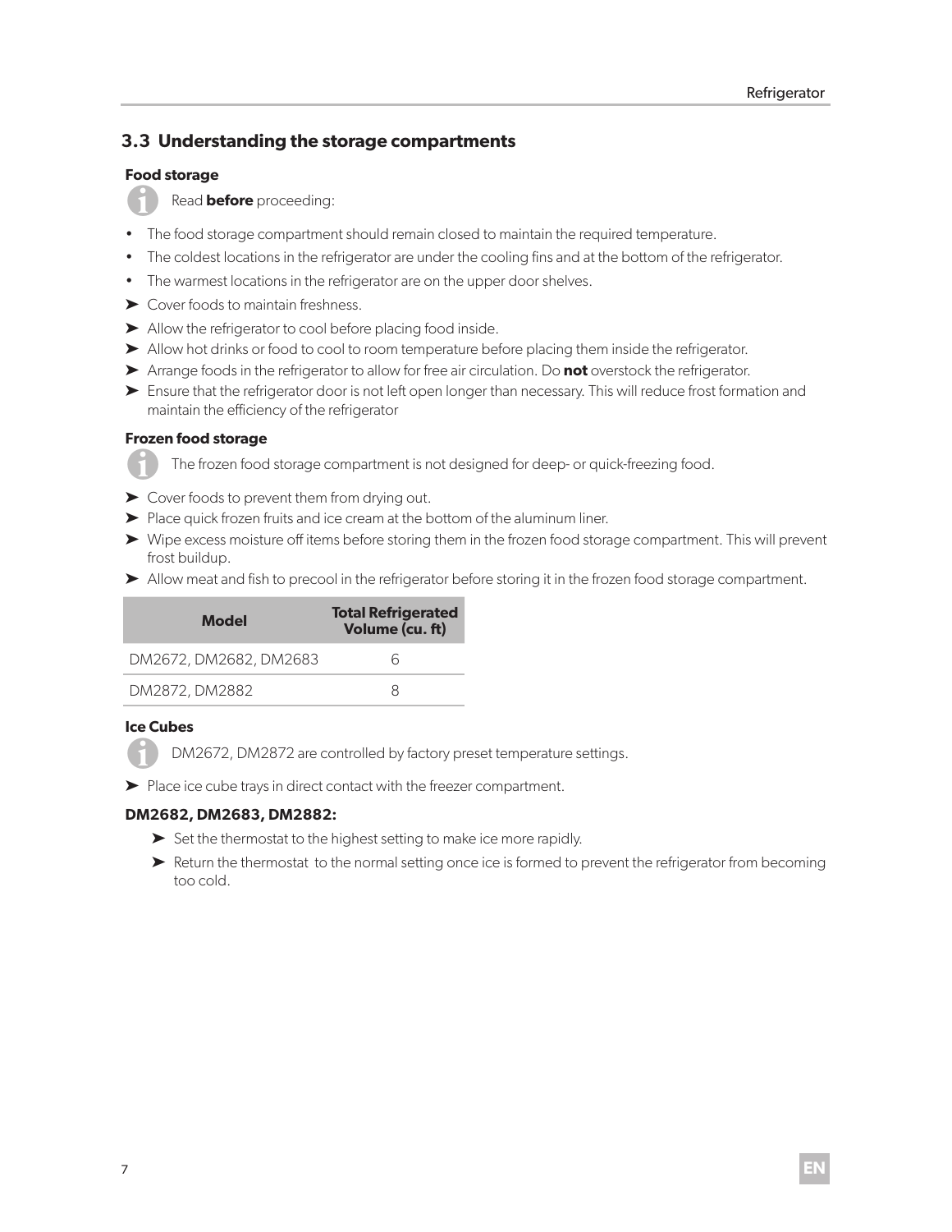## 3.3 Understanding the storage compartments

#### Food storage

Read **before** proceeding:

- The food storage compartment should remain closed to maintain the required temperature.
- The coldest locations in the refrigerator are under the cooling fins and at the bottom of the refrigerator.
- The warmest locations in the refrigerator are on the upper door shelves.

➤ Cover foods to maintain freshness.

➤ Allow the refrigerator to cool before placing food inside.

➤ Allow hot drinks or food to cool to room temperature before placing them inside the refrigerator.

➤ Arrange foods in the refrigerator to allow for free air circulation. Do **not** overstock the refrigerator.

➤ Ensure that the refrigerator door is not left open longer than necessary. This will reduce frost formation and maintain the efficiency of the refrigerator

#### Frozen food storage

The frozen food storage compartment is not designed for deep- or quick-freezing food.

➤ Cover foods to prevent them from drying out.

➤ Place quick frozen fruits and ice cream at the bottom of the aluminum liner.

➤ Wipe excess moisture off items before storing them in the frozen food storage compartment. This will prevent frost buildup.

➤ Allow meat and fish to precool in the refrigerator before storing it in the frozen food storage compartment.

| Model | Total Refrigerated Volume (cu. ft) |
|---|---|
| DM2672, DM2682, DM2683 | 6 |
| DM2872, DM2882 | 8 |

#### Ice Cubes

DM2672, DM2872 are controlled by factory preset temperature settings.

➤ Place ice cube trays in direct contact with the freezer compartment.

**DM2682, DM2683, DM2882:**

➤ Set the thermostat to the highest setting to make ice more rapidly.

➤ Return the thermostat to the normal setting once ice is formed to prevent the refrigerator from becoming too cold.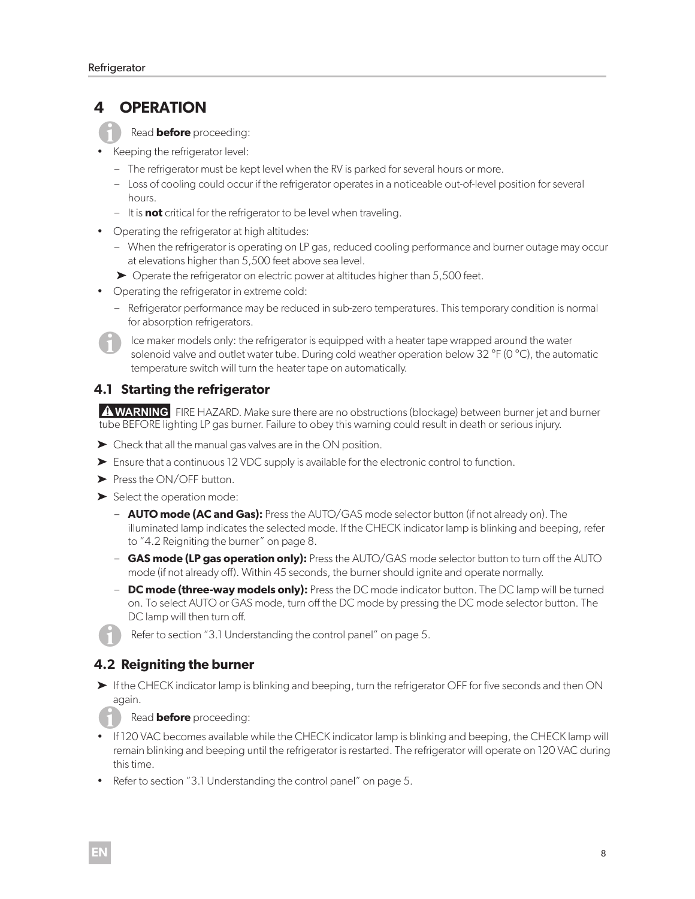# 4 OPERATION

Read **before** proceeding:

- Keeping the refrigerator level:
  - The refrigerator must be kept level when the RV is parked for several hours or more.
  - Loss of cooling could occur if the refrigerator operates in a noticeable out-of-level position for several hours.
  - It is **not** critical for the refrigerator to be level when traveling.
- Operating the refrigerator at high altitudes:
  - When the refrigerator is operating on LP gas, reduced cooling performance and burner outage may occur at elevations higher than 5,500 feet above sea level.
  - ➤ Operate the refrigerator on electric power at altitudes higher than 5,500 feet.
- Operating the refrigerator in extreme cold:
  - Refrigerator performance may be reduced in sub-zero temperatures. This temporary condition is normal for absorption refrigerators.

Ice maker models only: the refrigerator is equipped with a heater tape wrapped around the water solenoid valve and outlet water tube. During cold weather operation below 32 °F (0 °C), the automatic temperature switch will turn the heater tape on automatically.

## 4.1 Starting the refrigerator

**WARNING** FIRE HAZARD. Make sure there are no obstructions (blockage) between burner jet and burner tube BEFORE lighting LP gas burner. Failure to obey this warning could result in death or serious injury.

➤ Check that all the manual gas valves are in the ON position.

➤ Ensure that a continuous 12 VDC supply is available for the electronic control to function.

➤ Press the ON/OFF button.

➤ Select the operation mode:

- **AUTO mode (AC and Gas):** Press the AUTO/GAS mode selector button (if not already on). The illuminated lamp indicates the selected mode. If the CHECK indicator lamp is blinking and beeping, refer to "4.2 Reigniting the burner" on page 8.
- **GAS mode (LP gas operation only):** Press the AUTO/GAS mode selector button to turn off the AUTO mode (if not already off). Within 45 seconds, the burner should ignite and operate normally.
- **DC mode (three-way models only):** Press the DC mode indicator button. The DC lamp will be turned on. To select AUTO or GAS mode, turn off the DC mode by pressing the DC mode selector button. The DC lamp will then turn off.

Refer to section "3.1 Understanding the control panel" on page 5.

## 4.2 Reigniting the burner

➤ If the CHECK indicator lamp is blinking and beeping, turn the refrigerator OFF for five seconds and then ON again.

Read **before** proceeding:

- If 120 VAC becomes available while the CHECK indicator lamp is blinking and beeping, the CHECK lamp will remain blinking and beeping until the refrigerator is restarted. The refrigerator will operate on 120 VAC during this time.
- Refer to section "3.1 Understanding the control panel" on page 5.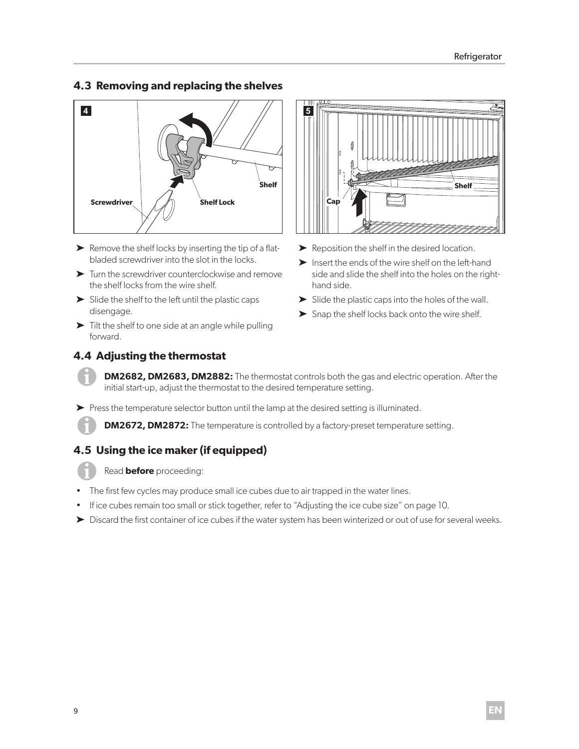## 4.3 Removing and replacing the shelves

4

Screwdriver | Shelf Lock | Shelf

- ➤ Remove the shelf locks by inserting the tip of a flat-bladed screwdriver into the slot in the locks.
- ➤ Turn the screwdriver counterclockwise and remove the shelf locks from the wire shelf.
- ➤ Slide the shelf to the left until the plastic caps disengage.
- ➤ Tilt the shelf to one side at an angle while pulling forward.

5

Cap | Shelf

- ➤ Reposition the shelf in the desired location.
- ➤ Insert the ends of the wire shelf on the left-hand side and slide the shelf into the holes on the right-hand side.
- ➤ Slide the plastic caps into the holes of the wall.
- ➤ Snap the shelf locks back onto the wire shelf.

## 4.4 Adjusting the thermostat

**DM2682, DM2683, DM2882:** The thermostat controls both the gas and electric operation. After the initial start-up, adjust the thermostat to the desired temperature setting.

- ➤ Press the temperature selector button until the lamp at the desired setting is illuminated.

**DM2672, DM2872:** The temperature is controlled by a factory-preset temperature setting.

## 4.5 Using the ice maker (if equipped)

Read **before** proceeding:

- The first few cycles may produce small ice cubes due to air trapped in the water lines.
- If ice cubes remain too small or stick together, refer to “Adjusting the ice cube size” on page 10.
- ➤ Discard the first container of ice cubes if the water system has been winterized or out of use for several weeks.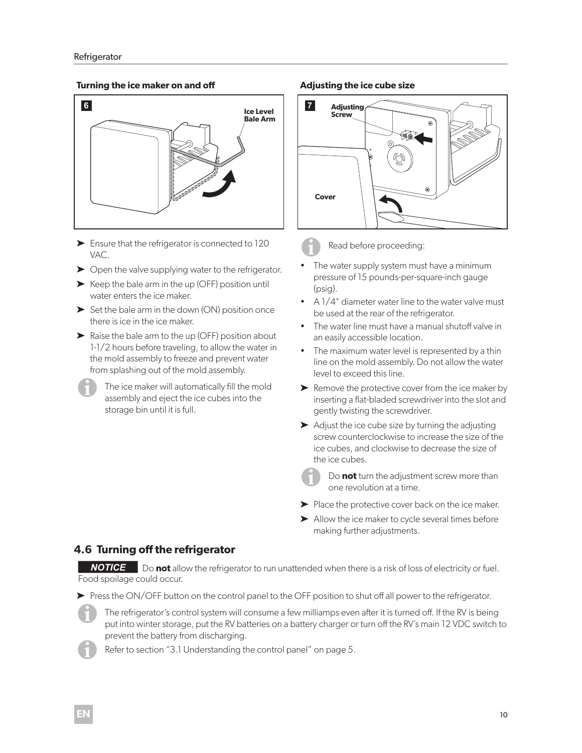### Turning the ice maker on and off

- ➤ Ensure that the refrigerator is connected to 120 VAC.
- ➤ Open the valve supplying water to the refrigerator.
- ➤ Keep the bale arm in the up (OFF) position until water enters the ice maker.
- ➤ Set the bale arm in the down (ON) position once there is ice in the ice maker.
- ➤ Raise the bale arm to the up (OFF) position about 1-1/2 hours before traveling, to allow the water in the mold assembly to freeze and prevent water from splashing out of the mold assembly.

ℹ The ice maker will automatically fill the mold assembly and eject the ice cubes into the storage bin until it is full.

### Adjusting the ice cube size

ℹ Read before proceeding:

- The water supply system must have a minimum pressure of 15 pounds-per-square-inch gauge (psig).
- A 1/4" diameter water line to the water valve must be used at the rear of the refrigerator.
- The water line must have a manual shutoff valve in an easily accessible location.
- The maximum water level is represented by a thin line on the mold assembly. Do not allow the water level to exceed this line.

- ➤ Remove the protective cover from the ice maker by inserting a flat-bladed screwdriver into the slot and gently twisting the screwdriver.
- ➤ Adjust the ice cube size by turning the adjusting screw counterclockwise to increase the size of the ice cubes, and clockwise to decrease the size of the ice cubes.

ℹ Do **not** turn the adjustment screw more than one revolution at a time.

- ➤ Place the protective cover back on the ice maker.
- ➤ Allow the ice maker to cycle several times before making further adjustments.

## 4.6 Turning off the refrigerator

**NOTICE** Do **not** allow the refrigerator to run unattended when there is a risk of loss of electricity or fuel. Food spoilage could occur.

- ➤ Press the ON/OFF button on the control panel to the OFF position to shut off all power to the refrigerator.

ℹ The refrigerator's control system will consume a few milliamps even after it is turned off. If the RV is being put into winter storage, put the RV batteries on a battery charger or turn off the RV's main 12 VDC switch to prevent the battery from discharging.

ℹ Refer to section "3.1 Understanding the control panel" on page 5.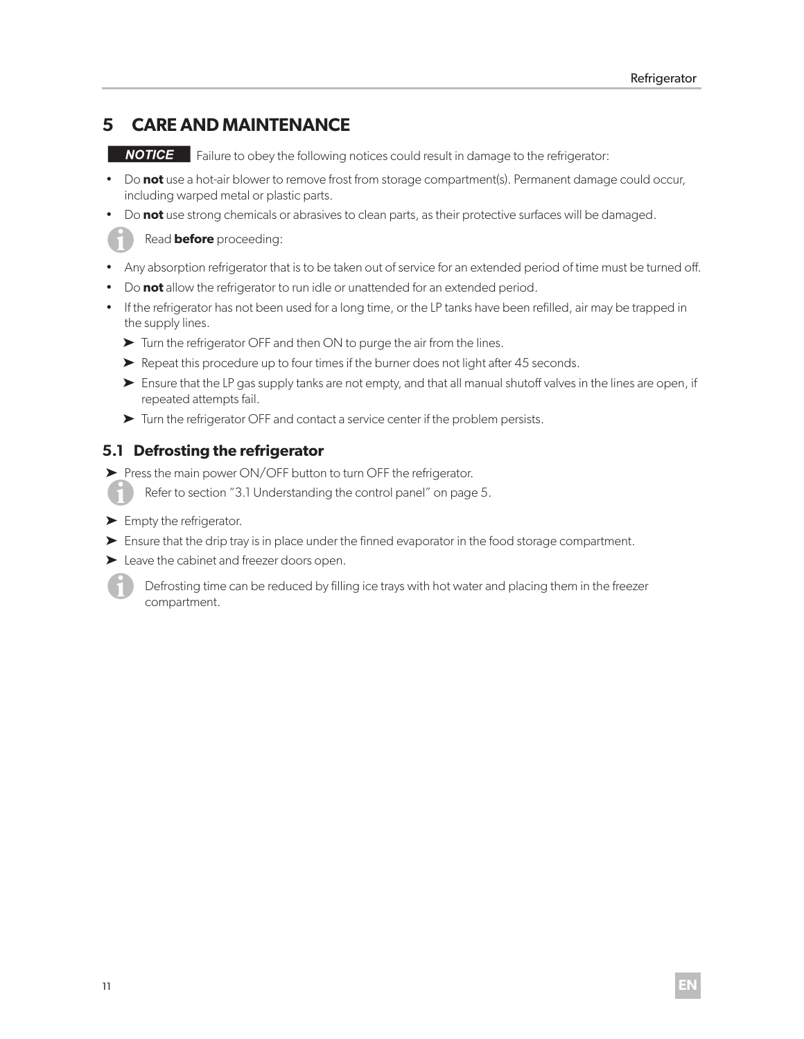# 5 CARE AND MAINTENANCE

**NOTICE** Failure to obey the following notices could result in damage to the refrigerator:

- Do **not** use a hot-air blower to remove frost from storage compartment(s). Permanent damage could occur, including warped metal or plastic parts.
- Do **not** use strong chemicals or abrasives to clean parts, as their protective surfaces will be damaged.

Read **before** proceeding:

- Any absorption refrigerator that is to be taken out of service for an extended period of time must be turned off.
- Do **not** allow the refrigerator to run idle or unattended for an extended period.
- If the refrigerator has not been used for a long time, or the LP tanks have been refilled, air may be trapped in the supply lines.
  - ➤ Turn the refrigerator OFF and then ON to purge the air from the lines.
  - ➤ Repeat this procedure up to four times if the burner does not light after 45 seconds.
  - ➤ Ensure that the LP gas supply tanks are not empty, and that all manual shutoff valves in the lines are open, if repeated attempts fail.
  - ➤ Turn the refrigerator OFF and contact a service center if the problem persists.

## 5.1 Defrosting the refrigerator

➤ Press the main power ON/OFF button to turn OFF the refrigerator.

Refer to section "3.1 Understanding the control panel" on page 5.

➤ Empty the refrigerator.

➤ Ensure that the drip tray is in place under the finned evaporator in the food storage compartment.

➤ Leave the cabinet and freezer doors open.

Defrosting time can be reduced by filling ice trays with hot water and placing them in the freezer compartment.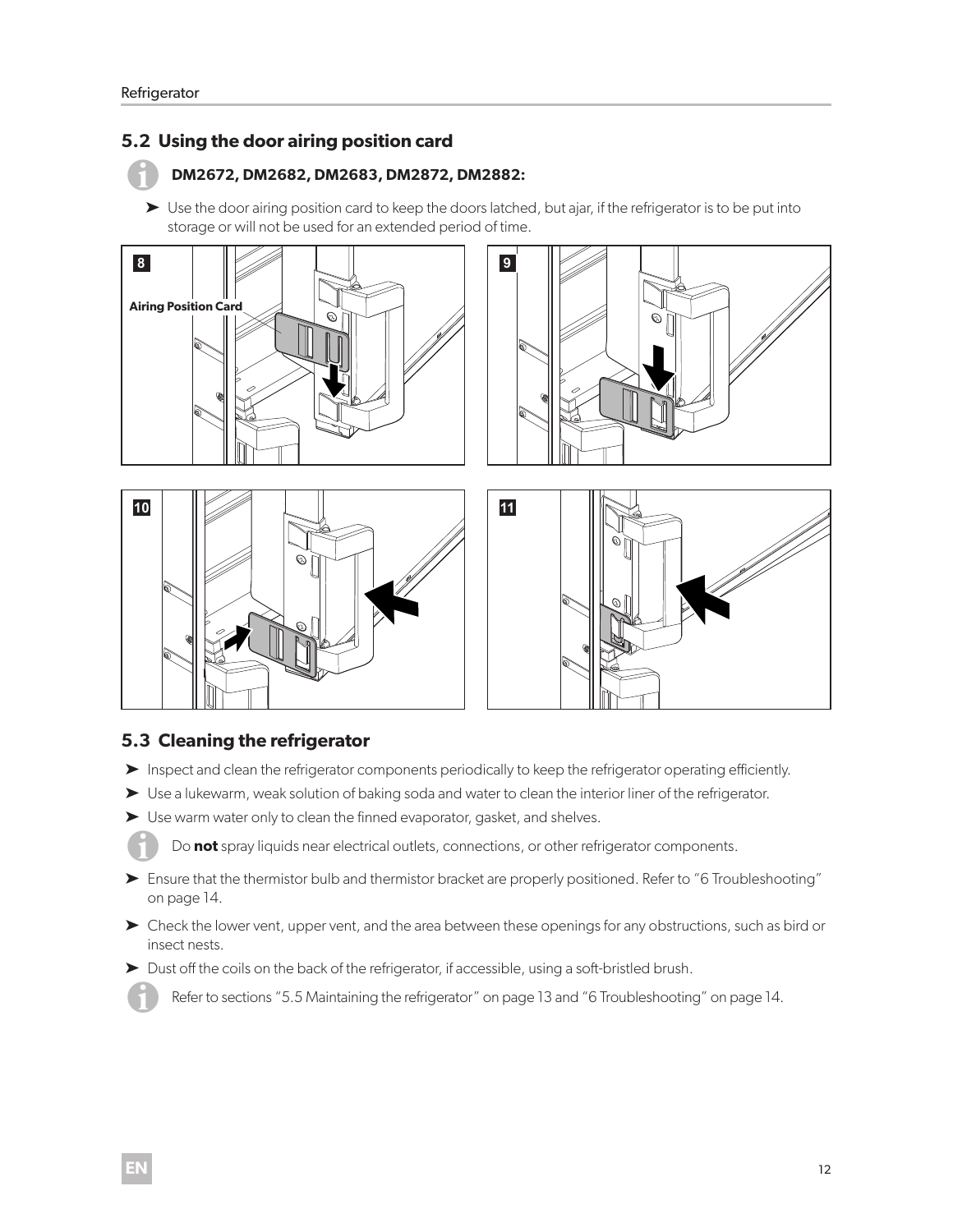## 5.2 Using the door airing position card

**DM2672, DM2682, DM2683, DM2872, DM2882:**

➤ Use the door airing position card to keep the doors latched, but ajar, if the refrigerator is to be put into storage or will not be used for an extended period of time.

8

Airing Position Card

9

10

11

## 5.3 Cleaning the refrigerator

➤ Inspect and clean the refrigerator components periodically to keep the refrigerator operating efficiently.

➤ Use a lukewarm, weak solution of baking soda and water to clean the interior liner of the refrigerator.

➤ Use warm water only to clean the finned evaporator, gasket, and shelves.

Do **not** spray liquids near electrical outlets, connections, or other refrigerator components.

➤ Ensure that the thermistor bulb and thermistor bracket are properly positioned. Refer to "6 Troubleshooting" on page 14.

➤ Check the lower vent, upper vent, and the area between these openings for any obstructions, such as bird or insect nests.

➤ Dust off the coils on the back of the refrigerator, if accessible, using a soft-bristled brush.

Refer to sections "5.5 Maintaining the refrigerator" on page 13 and "6 Troubleshooting" on page 14.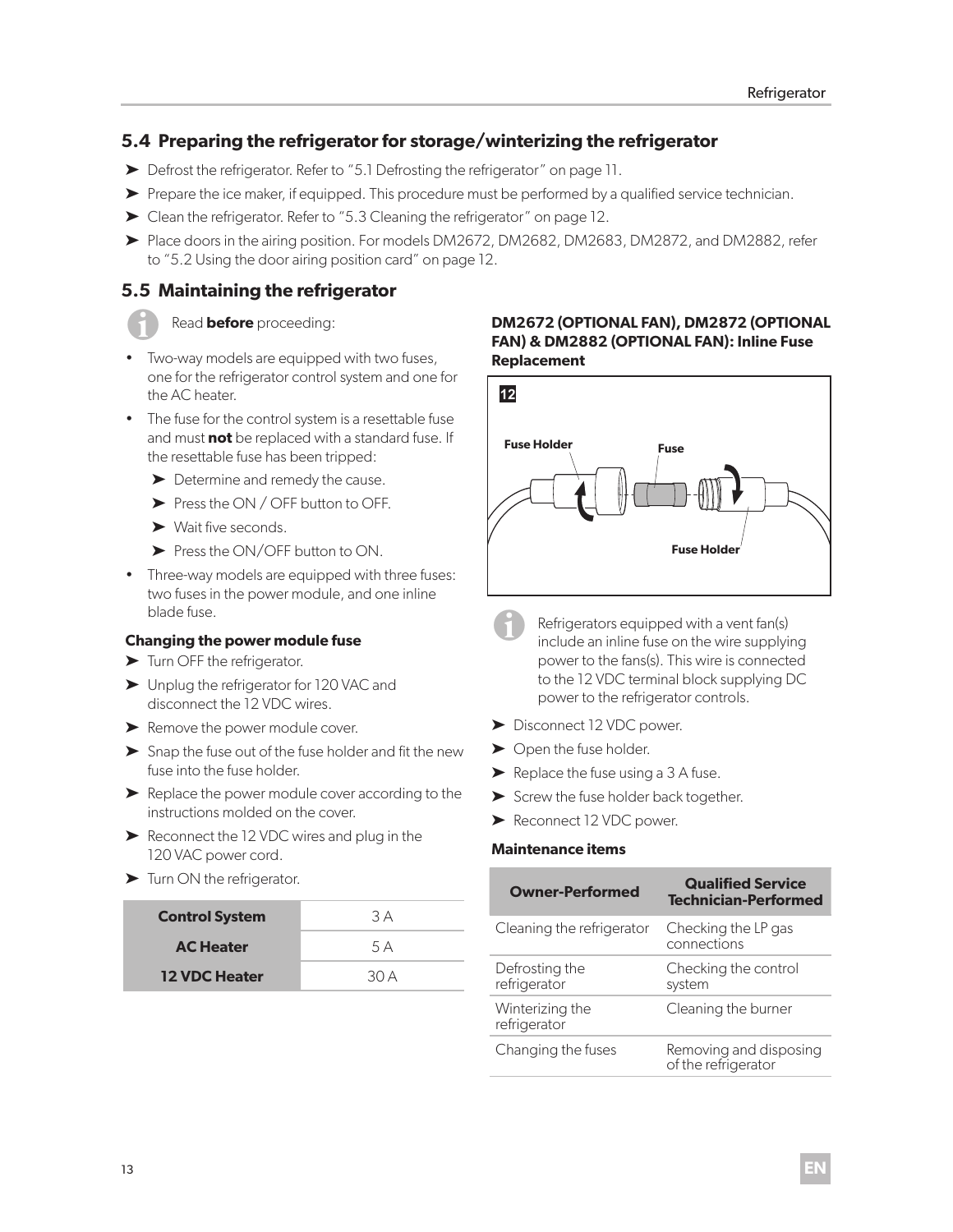## 5.4 Preparing the refrigerator for storage/winterizing the refrigerator

➤ Defrost the refrigerator. Refer to "5.1 Defrosting the refrigerator" on page 11.

➤ Prepare the ice maker, if equipped. This procedure must be performed by a qualified service technician.

➤ Clean the refrigerator. Refer to "5.3 Cleaning the refrigerator" on page 12.

➤ Place doors in the airing position. For models DM2672, DM2682, DM2683, DM2872, and DM2882, refer to "5.2 Using the door airing position card" on page 12.

## 5.5 Maintaining the refrigerator

Read **before** proceeding:

- Two-way models are equipped with two fuses, one for the refrigerator control system and one for the AC heater.
- The fuse for the control system is a resettable fuse and must **not** be replaced with a standard fuse. If the resettable fuse has been tripped:
  - ➤ Determine and remedy the cause.
  - ➤ Press the ON / OFF button to OFF.
  - ➤ Wait five seconds.
  - ➤ Press the ON/OFF button to ON.
- Three-way models are equipped with three fuses: two fuses in the power module, and one inline blade fuse.

**Changing the power module fuse**

➤ Turn OFF the refrigerator.

➤ Unplug the refrigerator for 120 VAC and disconnect the 12 VDC wires.

➤ Remove the power module cover.

➤ Snap the fuse out of the fuse holder and fit the new fuse into the fuse holder.

➤ Replace the power module cover according to the instructions molded on the cover.

➤ Reconnect the 12 VDC wires and plug in the 120 VAC power cord.

➤ Turn ON the refrigerator.

| Control System | 3 A |
|---|---|
| AC Heater | 5 A |
| 12 VDC Heater | 30 A |

**DM2672 (OPTIONAL FAN), DM2872 (OPTIONAL FAN) & DM2882 (OPTIONAL FAN): Inline Fuse Replacement**

12

Fuse Holder  Fuse  Fuse Holder

Refrigerators equipped with a vent fan(s) include an inline fuse on the wire supplying power to the fans(s). This wire is connected to the 12 VDC terminal block supplying DC power to the refrigerator controls.

➤ Disconnect 12 VDC power.

➤ Open the fuse holder.

➤ Replace the fuse using a 3 A fuse.

➤ Screw the fuse holder back together.

➤ Reconnect 12 VDC power.

**Maintenance items**

| Owner-Performed | Qualified Service Technician-Performed |
|---|---|
| Cleaning the refrigerator | Checking the LP gas connections |
| Defrosting the refrigerator | Checking the control system |
| Winterizing the refrigerator | Cleaning the burner |
| Changing the fuses | Removing and disposing of the refrigerator |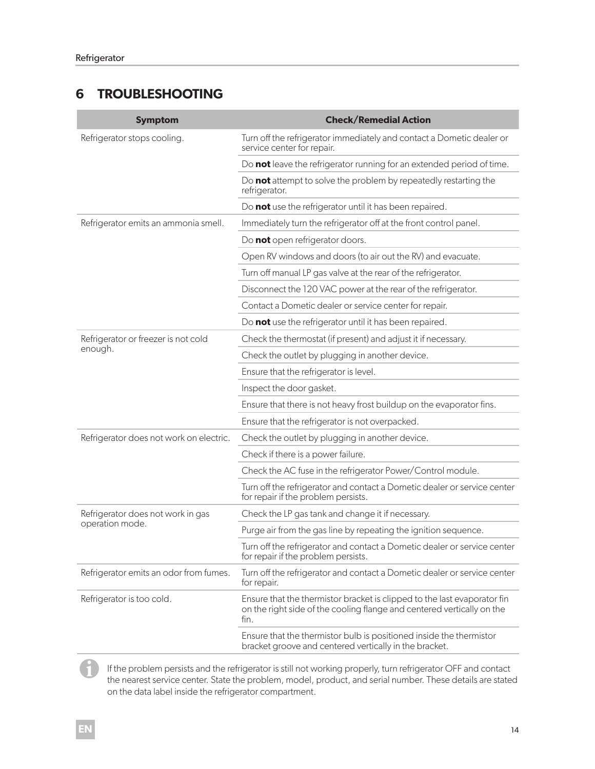# 6 TROUBLESHOOTING

| Symptom | Check/Remedial Action |
| --- | --- |
| Refrigerator stops cooling. | Turn off the refrigerator immediately and contact a Dometic dealer or service center for repair. |
| | Do **not** leave the refrigerator running for an extended period of time. |
| | Do **not** attempt to solve the problem by repeatedly restarting the refrigerator. |
| | Do **not** use the refrigerator until it has been repaired. |
| Refrigerator emits an ammonia smell. | Immediately turn the refrigerator off at the front control panel. |
| | Do **not** open refrigerator doors. |
| | Open RV windows and doors (to air out the RV) and evacuate. |
| | Turn off manual LP gas valve at the rear of the refrigerator. |
| | Disconnect the 120 VAC power at the rear of the refrigerator. |
| | Contact a Dometic dealer or service center for repair. |
| | Do **not** use the refrigerator until it has been repaired. |
| Refrigerator or freezer is not cold enough. | Check the thermostat (if present) and adjust it if necessary. |
| | Check the outlet by plugging in another device. |
| | Ensure that the refrigerator is level. |
| | Inspect the door gasket. |
| | Ensure that there is not heavy frost buildup on the evaporator fins. |
| | Ensure that the refrigerator is not overpacked. |
| Refrigerator does not work on electric. | Check the outlet by plugging in another device. |
| | Check if there is a power failure. |
| | Check the AC fuse in the refrigerator Power/Control module. |
| | Turn off the refrigerator and contact a Dometic dealer or service center for repair if the problem persists. |
| Refrigerator does not work in gas operation mode. | Check the LP gas tank and change it if necessary. |
| | Purge air from the gas line by repeating the ignition sequence. |
| | Turn off the refrigerator and contact a Dometic dealer or service center for repair if the problem persists. |
| Refrigerator emits an odor from fumes. | Turn off the refrigerator and contact a Dometic dealer or service center for repair. |
| Refrigerator is too cold. | Ensure that the thermistor bracket is clipped to the last evaporator fin on the right side of the cooling flange and centered vertically on the fin. |
| | Ensure that the thermistor bulb is positioned inside the thermistor bracket groove and centered vertically in the bracket. |

If the problem persists and the refrigerator is still not working properly, turn refrigerator OFF and contact the nearest service center. State the problem, model, product, and serial number. These details are stated on the data label inside the refrigerator compartment.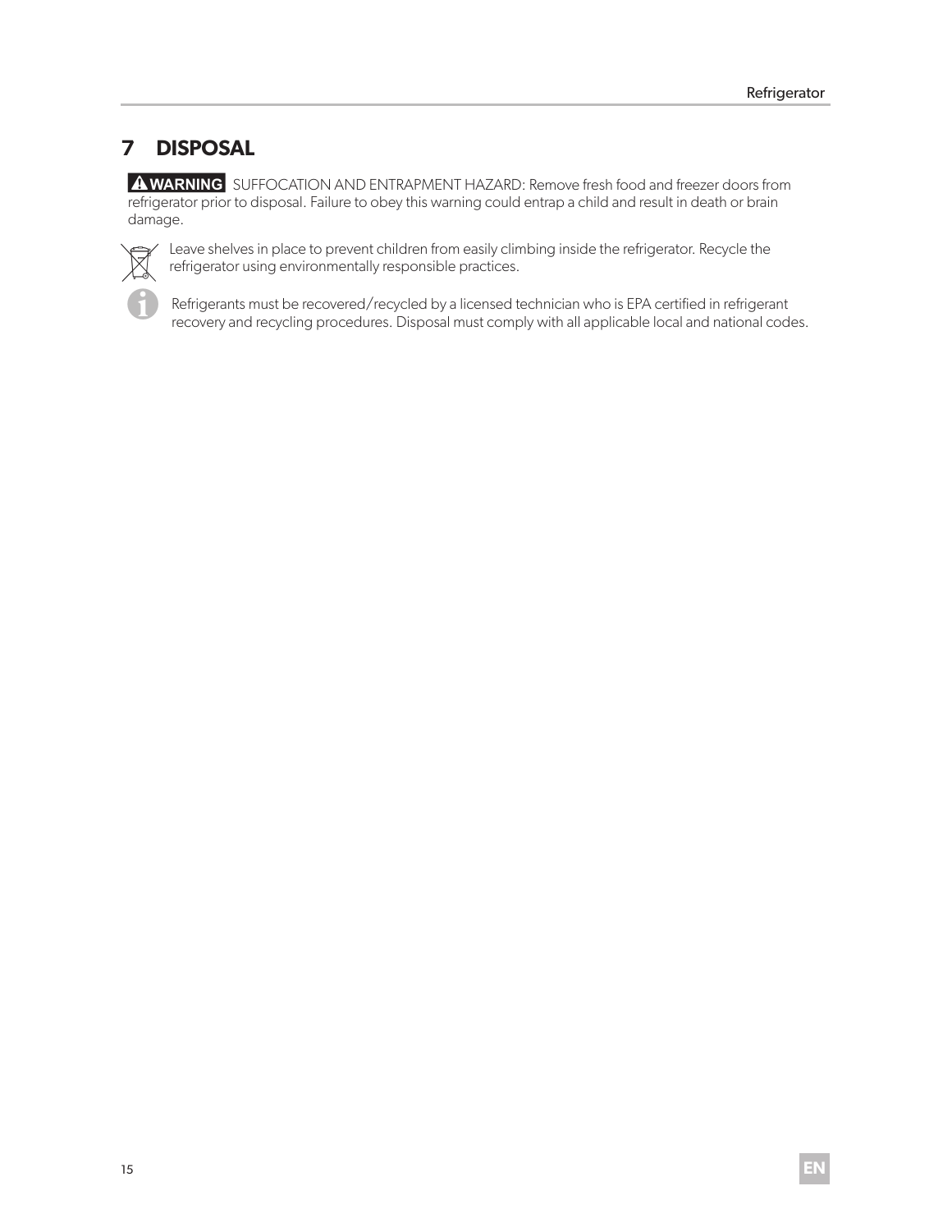# 7 DISPOSAL

**⚠ WARNING** SUFFOCATION AND ENTRAPMENT HAZARD: Remove fresh food and freezer doors from refrigerator prior to disposal. Failure to obey this warning could entrap a child and result in death or brain damage.

Leave shelves in place to prevent children from easily climbing inside the refrigerator. Recycle the refrigerator using environmentally responsible practices.

Refrigerants must be recovered/recycled by a licensed technician who is EPA certified in refrigerant recovery and recycling procedures. Disposal must comply with all applicable local and national codes.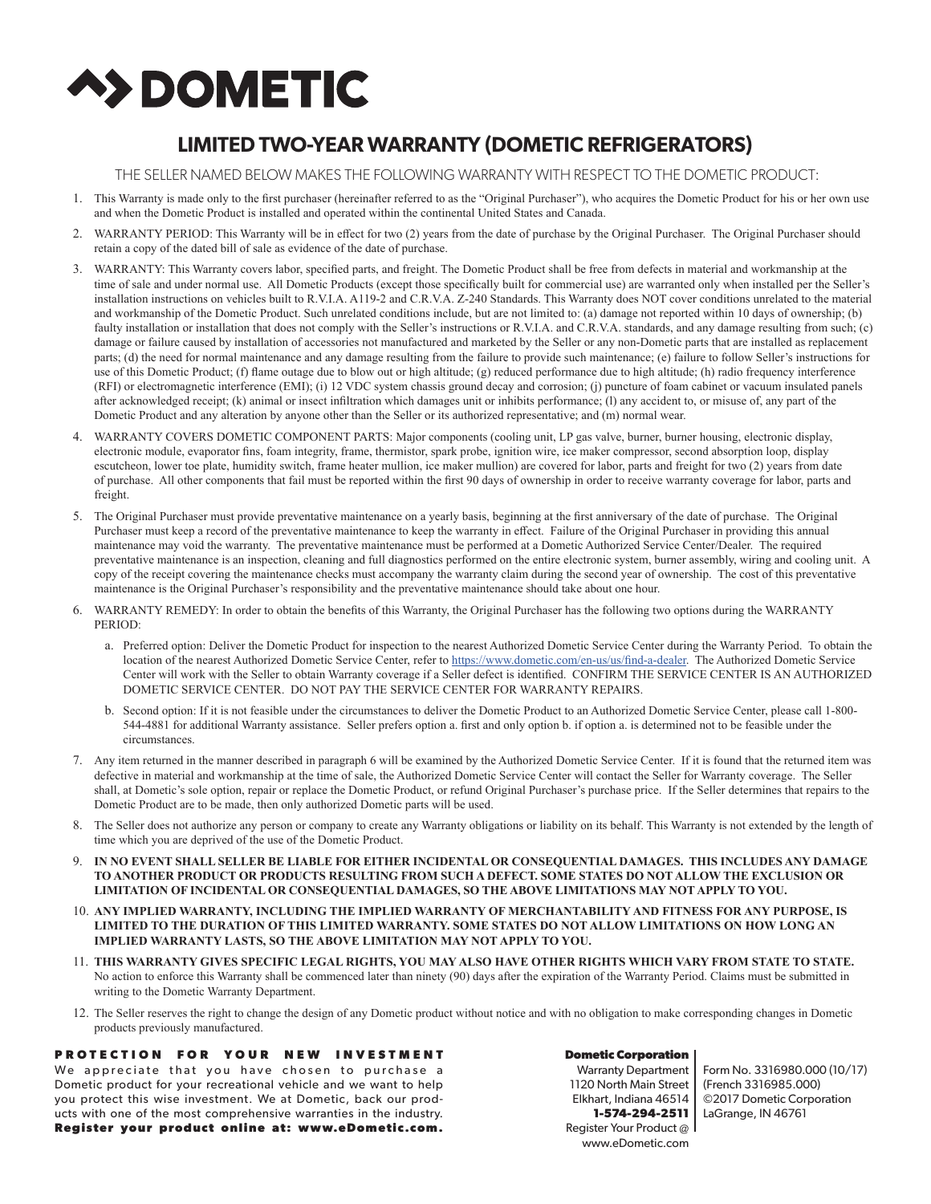# DOMETIC

## LIMITED TWO-YEAR WARRANTY (DOMETIC REFRIGERATORS)

THE SELLER NAMED BELOW MAKES THE FOLLOWING WARRANTY WITH RESPECT TO THE DOMETIC PRODUCT:

1. This Warranty is made only to the first purchaser (hereinafter referred to as the "Original Purchaser"), who acquires the Dometic Product for his or her own use and when the Dometic Product is installed and operated within the continental United States and Canada.

2. WARRANTY PERIOD: This Warranty will be in effect for two (2) years from the date of purchase by the Original Purchaser. The Original Purchaser should retain a copy of the dated bill of sale as evidence of the date of purchase.

3. WARRANTY: This Warranty covers labor, specified parts, and freight. The Dometic Product shall be free from defects in material and workmanship at the time of sale and under normal use. All Dometic Products (except those specifically built for commercial use) are warranted only when installed per the Seller's installation instructions on vehicles built to R.V.I.A. A119-2 and C.R.V.A. Z-240 Standards. This Warranty does NOT cover conditions unrelated to the material and workmanship of the Dometic Product. Such unrelated conditions include, but are not limited to: (a) damage not reported within 10 days of ownership; (b) faulty installation or installation that does not comply with the Seller's instructions or R.V.I.A. and C.R.V.A. standards, and any damage resulting from such; (c) damage or failure caused by installation of accessories not manufactured and marketed by the Seller or any non-Dometic parts that are installed as replacement parts; (d) the need for normal maintenance and any damage resulting from the failure to provide such maintenance; (e) failure to follow Seller's instructions for use of this Dometic Product; (f) flame outage due to blow out or high altitude; (g) reduced performance due to high altitude; (h) radio frequency interference (RFI) or electromagnetic interference (EMI); (i) 12 VDC system chassis ground decay and corrosion; (j) puncture of foam cabinet or vacuum insulated panels after acknowledged receipt; (k) animal or insect infiltration which damages unit or inhibits performance; (l) any accident to, or misuse of, any part of the Dometic Product and any alteration by anyone other than the Seller or its authorized representative; and (m) normal wear.

4. WARRANTY COVERS DOMETIC COMPONENT PARTS: Major components (cooling unit, LP gas valve, burner, burner housing, electronic display, electronic module, evaporator fins, foam integrity, frame, thermistor, spark probe, ignition wire, ice maker compressor, second absorption loop, display escutcheon, lower toe plate, humidity switch, frame heater mullion, ice maker mullion) are covered for labor, parts and freight for two (2) years from date of purchase. All other components that fail must be reported within the first 90 days of ownership in order to receive warranty coverage for labor, parts and freight.

5. The Original Purchaser must provide preventative maintenance on a yearly basis, beginning at the first anniversary of the date of purchase. The Original Purchaser must keep a record of the preventative maintenance to keep the warranty in effect. Failure of the Original Purchaser in providing this annual maintenance may void the warranty. The preventative maintenance must be performed at a Dometic Authorized Service Center/Dealer. The required preventative maintenance is an inspection, cleaning and full diagnostics performed on the entire electronic system, burner assembly, wiring and cooling unit. A copy of the receipt covering the maintenance checks must accompany the warranty claim during the second year of ownership. The cost of this preventative maintenance is the Original Purchaser's responsibility and the preventative maintenance should take about one hour.

6. WARRANTY REMEDY: In order to obtain the benefits of this Warranty, the Original Purchaser has the following two options during the WARRANTY PERIOD:

   a. Preferred option: Deliver the Dometic Product for inspection to the nearest Authorized Dometic Service Center during the Warranty Period. To obtain the location of the nearest Authorized Dometic Service Center, refer to https://www.dometic.com/en-us/us/find-a-dealer. The Authorized Dometic Service Center will work with the Seller to obtain Warranty coverage if a Seller defect is identified. CONFIRM THE SERVICE CENTER IS AN AUTHORIZED DOMETIC SERVICE CENTER. DO NOT PAY THE SERVICE CENTER FOR WARRANTY REPAIRS.

   b. Second option: If it is not feasible under the circumstances to deliver the Dometic Product to an Authorized Dometic Service Center, please call 1-800-544-4881 for additional Warranty assistance. Seller prefers option a. first and only option b. if option a. is determined not to be feasible under the circumstances.

7. Any item returned in the manner described in paragraph 6 will be examined by the Authorized Dometic Service Center. If it is found that the returned item was defective in material and workmanship at the time of sale, the Authorized Dometic Service Center will contact the Seller for Warranty coverage. The Seller shall, at Dometic's sole option, repair or replace the Dometic Product, or refund Original Purchaser's purchase price. If the Seller determines that repairs to the Dometic Product are to be made, then only authorized Dometic parts will be used.

8. The Seller does not authorize any person or company to create any Warranty obligations or liability on its behalf. This Warranty is not extended by the length of time which you are deprived of the use of the Dometic Product.

9. **IN NO EVENT SHALL SELLER BE LIABLE FOR EITHER INCIDENTAL OR CONSEQUENTIAL DAMAGES. THIS INCLUDES ANY DAMAGE TO ANOTHER PRODUCT OR PRODUCTS RESULTING FROM SUCH A DEFECT. SOME STATES DO NOT ALLOW THE EXCLUSION OR LIMITATION OF INCIDENTAL OR CONSEQUENTIAL DAMAGES, SO THE ABOVE LIMITATIONS MAY NOT APPLY TO YOU.**

10. **ANY IMPLIED WARRANTY, INCLUDING THE IMPLIED WARRANTY OF MERCHANTABILITY AND FITNESS FOR ANY PURPOSE, IS LIMITED TO THE DURATION OF THIS LIMITED WARRANTY. SOME STATES DO NOT ALLOW LIMITATIONS ON HOW LONG AN IMPLIED WARRANTY LASTS, SO THE ABOVE LIMITATION MAY NOT APPLY TO YOU.**

11. **THIS WARRANTY GIVES SPECIFIC LEGAL RIGHTS, YOU MAY ALSO HAVE OTHER RIGHTS WHICH VARY FROM STATE TO STATE.** No action to enforce this Warranty shall be commenced later than ninety (90) days after the expiration of the Warranty Period. Claims must be submitted in writing to the Dometic Warranty Department.

12. The Seller reserves the right to change the design of any Dometic product without notice and with no obligation to make corresponding changes in Dometic products previously manufactured.

**PROTECTION FOR YOUR NEW INVESTMENT**

We appreciate that you have chosen to purchase a Dometic product for your recreational vehicle and we want to help you protect this wise investment. We at Dometic, back our products with one of the most comprehensive warranties in the industry. **Register your product online at: www.eDometic.com.**

**Dometic Corporation**
Warranty Department
1120 North Main Street
Elkhart, Indiana 46514
**1-574-294-2511**
Register Your Product @
www.eDometic.com

Form No. 3316980.000 (10/17)
(French 3316985.000)
©2017 Dometic Corporation
LaGrange, IN 46761